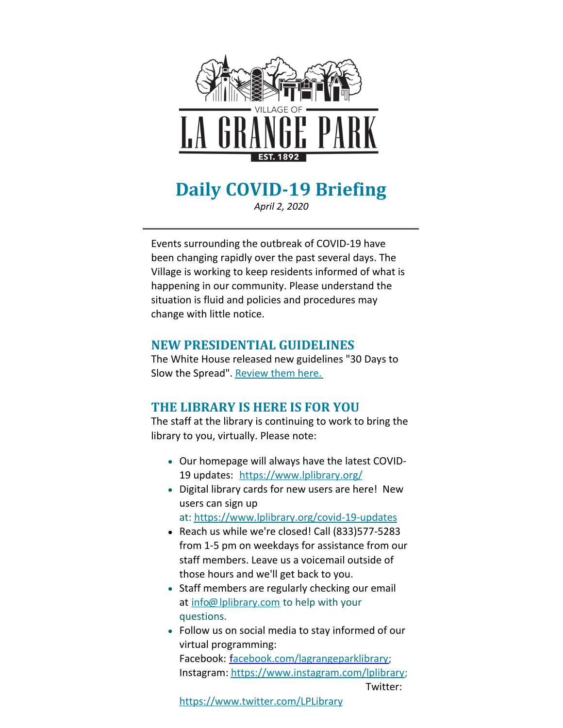VILLAGE OF

LA GRANGE PARK

EST. 1892

# Daily COVID-19 Briefing

*April 2, 2020*

---

Events surrounding the outbreak of COVID-19 have been changing rapidly over the past several days. The Village is working to keep residents informed of what is happening in our community. Please understand the situation is fluid and policies and procedures may change with little notice.

## NEW PRESIDENTIAL GUIDELINES

The White House released new guidelines "30 Days to Slow the Spread". Review them here.

## THE LIBRARY IS HERE IS FOR YOU

The staff at the library is continuing to work to bring the library to you, virtually. Please note:

- Our homepage will always have the latest COVID-19 updates: https://www.lplibrary.org/
- Digital library cards for new users are here! New users can sign up at: https://www.lplibrary.org/covid-19-updates
- Reach us while we're closed! Call (833)577-5283 from 1-5 pm on weekdays for assistance from our staff members. Leave us a voicemail outside of those hours and we'll get back to you.
- Staff members are regularly checking our email at info@lplibrary.com to help with your questions.
- Follow us on social media to stay informed of our virtual programming:
  Facebook: facebook.com/lagrangeparklibrary;
  Instagram: https://www.instagram.com/lplibrary;
  Twitter: https://www.twitter.com/LPLibrary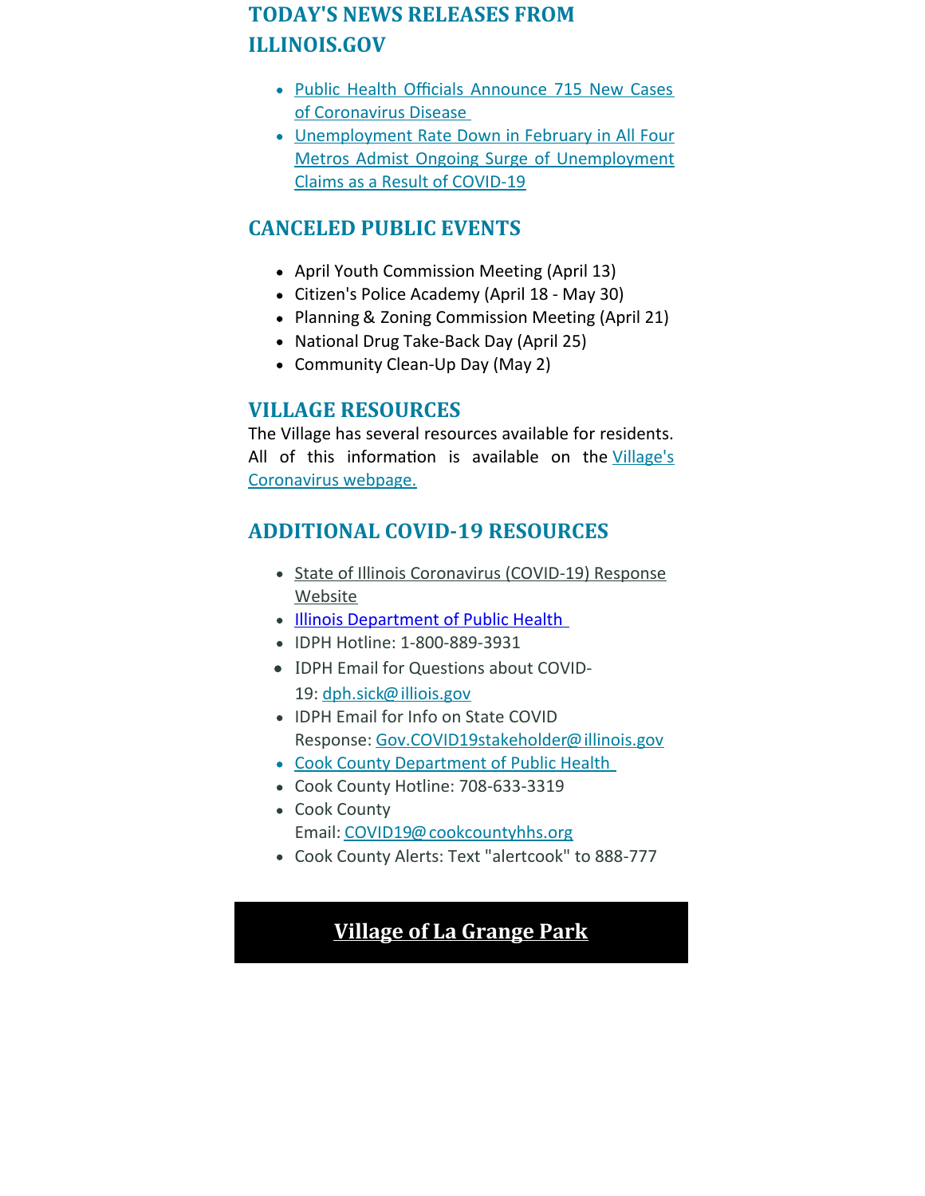## TODAY'S NEWS RELEASES FROM ILLINOIS.GOV

- Public Health Officials Announce 715 New Cases of Coronavirus Disease
- Unemployment Rate Down in February in All Four Metros Admist Ongoing Surge of Unemployment Claims as a Result of COVID-19

## CANCELED PUBLIC EVENTS

- April Youth Commission Meeting (April 13)
- Citizen's Police Academy (April 18 - May 30)
- Planning & Zoning Commission Meeting (April 21)
- National Drug Take-Back Day (April 25)
- Community Clean-Up Day (May 2)

## VILLAGE RESOURCES

The Village has several resources available for residents. All of this information is available on the Village's Coronavirus webpage.

## ADDITIONAL COVID-19 RESOURCES

- State of Illinois Coronavirus (COVID-19) Response Website
- Illinois Department of Public Health
- IDPH Hotline: 1-800-889-3931
- IDPH Email for Questions about COVID-19: dph.sick@illiois.gov
- IDPH Email for Info on State COVID Response: Gov.COVID19stakeholder@illinois.gov
- Cook County Department of Public Health
- Cook County Hotline: 708-633-3319
- Cook County Email: COVID19@cookcountyhhs.org
- Cook County Alerts: Text "alertcook" to 888-777

**Village of La Grange Park**